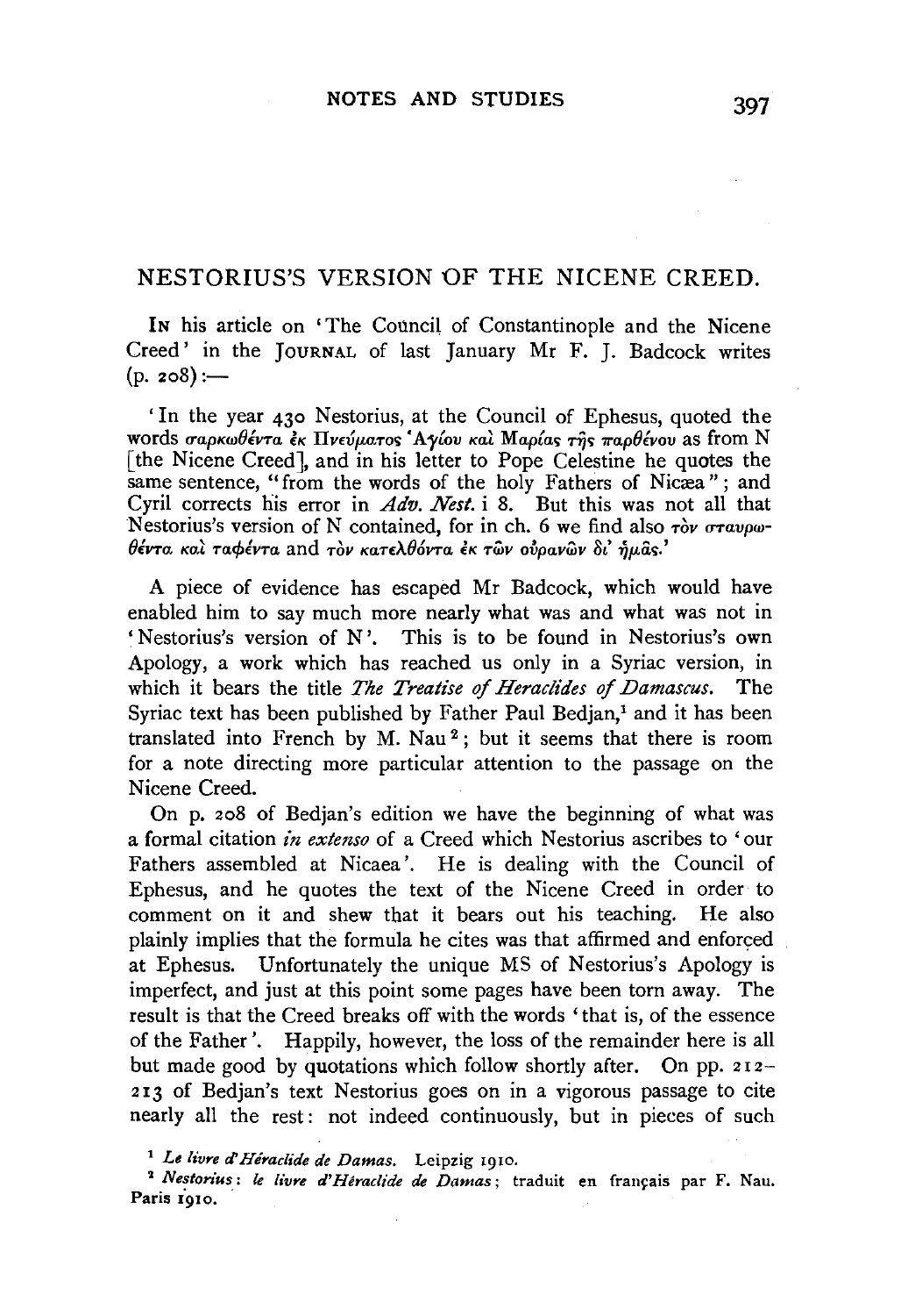# NESTORIUS'S VERSION OF THE NICENE CREED.

IN his article on 'The Council of Constantinople and the Nicene Creed' in the JOURNAL of last January Mr F. J. Badcock writes (p. 208):—

> 'In the year 430 Nestorius, at the Council of Ephesus, quoted the words σαρκωθέντα ἐκ Πνεύματος Ἁγίου καὶ Μαρίας τῆς παρθένου as from N [the Nicene Creed], and in his letter to Pope Celestine he quotes the same sentence, "from the words of the holy Fathers of Nicæa"; and Cyril corrects his error in *Adv. Nest.* i 8. But this was not all that Nestorius's version of N contained, for in ch. 6 we find also τὸν σταυρωθέντα καὶ ταφέντα and τὸν κατελθόντα ἐκ τῶν οὐρανῶν δι' ἡμᾶς.'

A piece of evidence has escaped Mr Badcock, which would have enabled him to say much more nearly what was and what was not in 'Nestorius's version of N'. This is to be found in Nestorius's own Apology, a work which has reached us only in a Syriac version, in which it bears the title *The Treatise of Heraclides of Damascus*. The Syriac text has been published by Father Paul Bedjan,[1] and it has been translated into French by M. Nau[2]; but it seems that there is room for a note directing more particular attention to the passage on the Nicene Creed.

On p. 208 of Bedjan's edition we have the beginning of what was a formal citation *in extenso* of a Creed which Nestorius ascribes to 'our Fathers assembled at Nicaea'. He is dealing with the Council of Ephesus, and he quotes the text of the Nicene Creed in order to comment on it and shew that it bears out his teaching. He also plainly implies that the formula he cites was that affirmed and enforced at Ephesus. Unfortunately the unique MS of Nestorius's Apology is imperfect, and just at this point some pages have been torn away. The result is that the Creed breaks off with the words 'that is, of the essence of the Father'. Happily, however, the loss of the remainder here is all but made good by quotations which follow shortly after. On pp. 212–213 of Bedjan's text Nestorius goes on in a vigorous passage to cite nearly all the rest: not indeed continuously, but in pieces of such

[1] *Le livre d'Héraclide de Damas.* Leipzig 1910.

[2] *Nestorius: le livre d'Héraclide de Damas*; traduit en français par F. Nau. Paris 1910.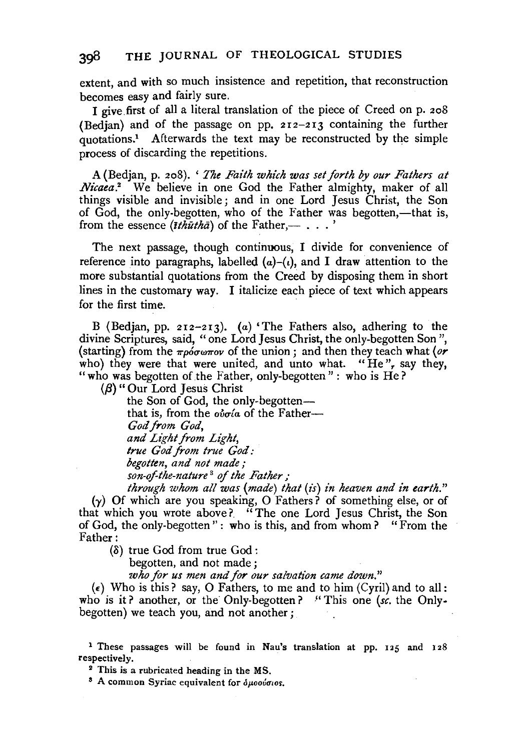extent, and with so much insistence and repetition, that reconstruction becomes easy and fairly sure.

I give first of all a literal translation of the piece of Creed on p. 208 (Bedjan) and of the passage on pp. 212–213 containing the further quotations.[1] Afterwards the text may be reconstructed by the simple process of discarding the repetitions.

A (Bedjan, p. 208). '*The Faith which was set forth by our Fathers at Nicaea.*[2] We believe in one God the Father almighty, maker of all things visible and invisible; and in one Lord Jesus Christ, the Son of God, the only-begotten, who of the Father was begotten,—that is, from the essence (*īthūthā*) of the Father,— . . . '

The next passage, though continuous, I divide for convenience of reference into paragraphs, labelled (α)–(ι), and I draw attention to the more substantial quotations from the Creed by disposing them in short lines in the customary way. I italicize each piece of text which appears for the first time.

B (Bedjan, pp. 212–213). (α) 'The Fathers also, adhering to the divine Scriptures, said, "one Lord Jesus Christ, the only-begotten Son", (starting) from the πρόσωπον of the union; and then they teach what (*or* who) they were that were united, and unto what. "He", say they, "who was begotten of the Father, only-begotten": who is He?

(β) "Our Lord Jesus Christ
the Son of God, the only-begotten—
that is, from the οὐσία of the Father—
*God from God,*
*and Light from Light,*
*true God from true God:*
*begotten, and not made;*
*son-of-the-nature*[3] *of the Father;*
*through whom all was (made) that (is) in heaven and in earth.*"

(γ) Of which are you speaking, O Fathers? of something else, or of that which you wrote above? "The one Lord Jesus Christ, the Son of God, the only-begotten": who is this, and from whom? "From the Father:

(δ) true God from true God:
begotten, and not made;
*who for us men and for our salvation came down.*"

(ε) Who is this? say, O Fathers, to me and to him (Cyril) and to all: who is it? another, or the Only-begotten? "This one (*sc.* the Only-begotten) we teach you, and not another;

[1] These passages will be found in Nau's translation at pp. 125 and 128 respectively.

[2] This is a rubricated heading in the MS.

[3] A common Syriac equivalent for ὁμοούσιος.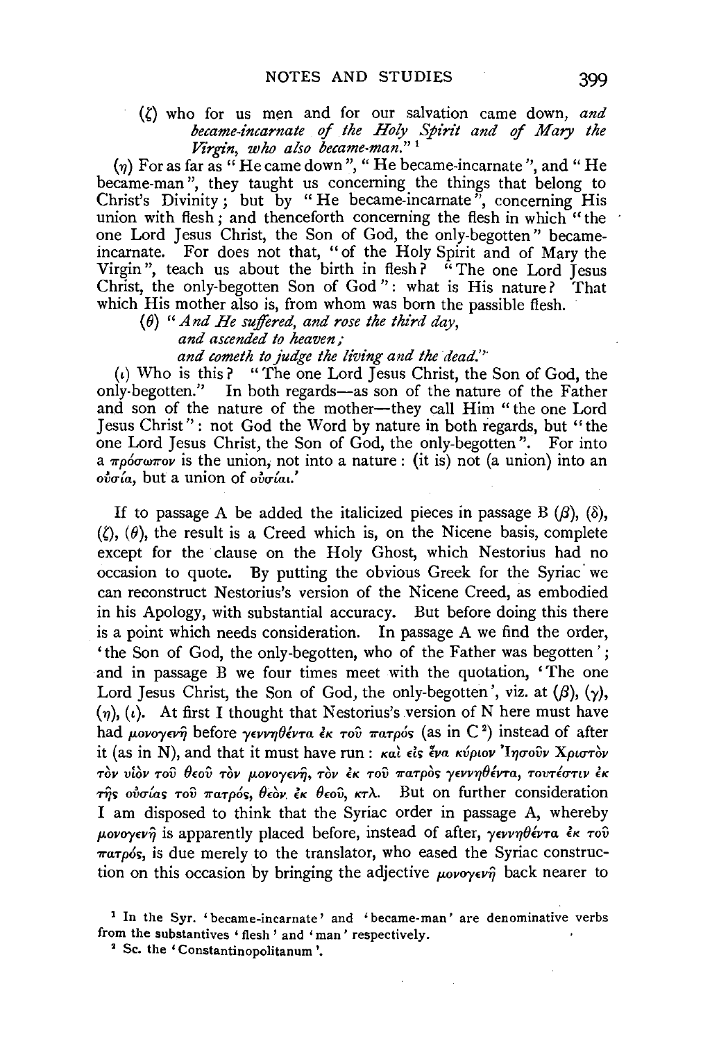(ζ) who for us men and for our salvation came down, *and became-incarnate of the Holy Spirit and of Mary the Virgin, who also became-man.*" [1]

(η) For as far as "He came down", "He became-incarnate", and "He became-man", they taught us concerning the things that belong to Christ's Divinity; but by "He became-incarnate", concerning His union with flesh; and thenceforth concerning the flesh in which "the one Lord Jesus Christ, the Son of God, the only-begotten" became-incarnate. For does not that, "of the Holy Spirit and of Mary the Virgin", teach us about the birth in flesh? "The one Lord Jesus Christ, the only-begotten Son of God": what is His nature? That which His mother also is, from whom was born the passible flesh.

(θ) "*And He suffered, and rose the third day,*
*and ascended to heaven;*
*and cometh to judge the living and the dead.*"

(ι) Who is this? "The one Lord Jesus Christ, the Son of God, the only-begotten." In both regards—as son of the nature of the Father and son of the nature of the mother—they call Him "the one Lord Jesus Christ": not God the Word by nature in both regards, but "the one Lord Jesus Christ, the Son of God, the only-begotten". For into a πρόσωπον is the union, not into a nature: (it is) not (a union) into an οὐσία, but a union of οὐσίαι.'

If to passage A be added the italicized pieces in passage B (β), (δ), (ζ), (θ), the result is a Creed which is, on the Nicene basis, complete except for the clause on the Holy Ghost, which Nestorius had no occasion to quote. By putting the obvious Greek for the Syriac we can reconstruct Nestorius's version of the Nicene Creed, as embodied in his Apology, with substantial accuracy. But before doing this there is a point which needs consideration. In passage A we find the order, 'the Son of God, the only-begotten, who of the Father was begotten'; and in passage B we four times meet with the quotation, 'The one Lord Jesus Christ, the Son of God, the only-begotten', viz. at (β), (γ), (η), (ι). At first I thought that Nestorius's version of N here must have had μονογενῆ before γεννηθέντα ἐκ τοῦ πατρός (as in C [2]) instead of after it (as in N), and that it must have run: καὶ εἰς ἕνα κύριον Ἰησοῦν Χριστὸν τὸν υἱὸν τοῦ θεοῦ τὸν μονογενῆ, τὸν ἐκ τοῦ πατρὸς γεννηθέντα, τουτέστιν ἐκ τῆς οὐσίας τοῦ πατρός, θεὸν ἐκ θεοῦ, κτλ. But on further consideration I am disposed to think that the Syriac order in passage A, whereby μονογενῆ is apparently placed before, instead of after, γεννηθέντα ἐκ τοῦ πατρός, is due merely to the translator, who eased the Syriac construction on this occasion by bringing the adjective μονογενῆ back nearer to

[1] In the Syr. 'became-incarnate' and 'became-man' are denominative verbs from the substantives 'flesh' and 'man' respectively.

[2] Sc. the 'Constantinopolitanum'.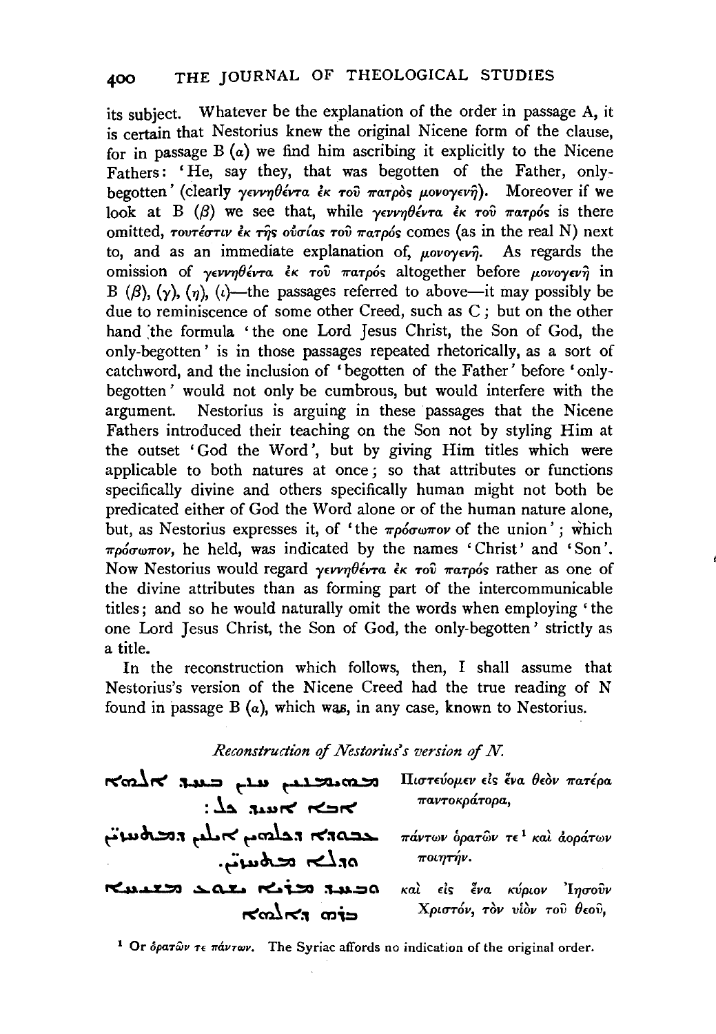its subject. Whatever be the explanation of the order in passage A, it is certain that Nestorius knew the original Nicene form of the clause, for in passage B (α) we find him ascribing it explicitly to the Nicene Fathers: 'He, say they, that was begotten of the Father, only-begotten' (clearly γεννηθέντα ἐκ τοῦ πατρὸς μονογενῆ). Moreover if we look at B (β) we see that, while γεννηθέντα ἐκ τοῦ πατρός is there omitted, τουτέστιν ἐκ τῆς οὐσίας τοῦ πατρός comes (as in the real N) next to, and as an immediate explanation of, μονογενῆ. As regards the omission of γεννηθέντα ἐκ τοῦ πατρός altogether before μονογενῆ in B (β), (γ), (η), (ι)—the passages referred to above—it may possibly be due to reminiscence of some other Creed, such as C; but on the other hand the formula 'the one Lord Jesus Christ, the Son of God, the only-begotten' is in those passages repeated rhetorically, as a sort of catchword, and the inclusion of 'begotten of the Father' before 'only-begotten' would not only be cumbrous, but would interfere with the argument. Nestorius is arguing in these passages that the Nicene Fathers introduced their teaching on the Son not by styling Him at the outset 'God the Word', but by giving Him titles which were applicable to both natures at once; so that attributes or functions specifically divine and others specifically human might not both be predicated either of God the Word alone or of the human nature alone, but, as Nestorius expresses it, of 'the πρόσωπον of the union'; which πρόσωπον, he held, was indicated by the names 'Christ' and 'Son'. Now Nestorius would regard γεννηθέντα ἐκ τοῦ πατρός rather as one of the divine attributes than as forming part of the intercommunicable titles; and so he would naturally omit the words when employing 'the one Lord Jesus Christ, the Son of God, the only-begotten' strictly as a title.

In the reconstruction which follows, then, I shall assume that Nestorius's version of the Nicene Creed had the true reading of N found in passage B (α), which was, in any case, known to Nestorius.

*Reconstruction of Nestorius's version of N.*

| | |
|---|---|
| ܡܗܝܡܢܝܢܢ ܚܢܢ ܒܚܕ ܐܠܗܐ ܐܒܐ ܐܚܝܕ ܟܠ: | Πιστεύομεν εἰς ἕνα θεὸν πατέρα παντοκράτορα, |
| ܒܪܘܝܐ ܕܟܠܗܘܢ ܐܝܠܝܢ ܕܡܬܚܙܝܢ ܘܕܠܐ ܡܬܚܙܝܢ. | πάντων ὁρατῶν τε[1] καὶ ἀοράτων ποιητήν. |
| ܘܒܚܕ ܡܪܝܐ ܝܫܘܥ ܡܫܝܚܐ ܒܪܗ ܕܐܠܗܐ | καὶ εἰς ἕνα κύριον Ἰησοῦν Χριστόν, τὸν υἱὸν τοῦ θεοῦ, |

[1] Or ὁρατῶν τε πάντων. The Syriac affords no indication of the original order.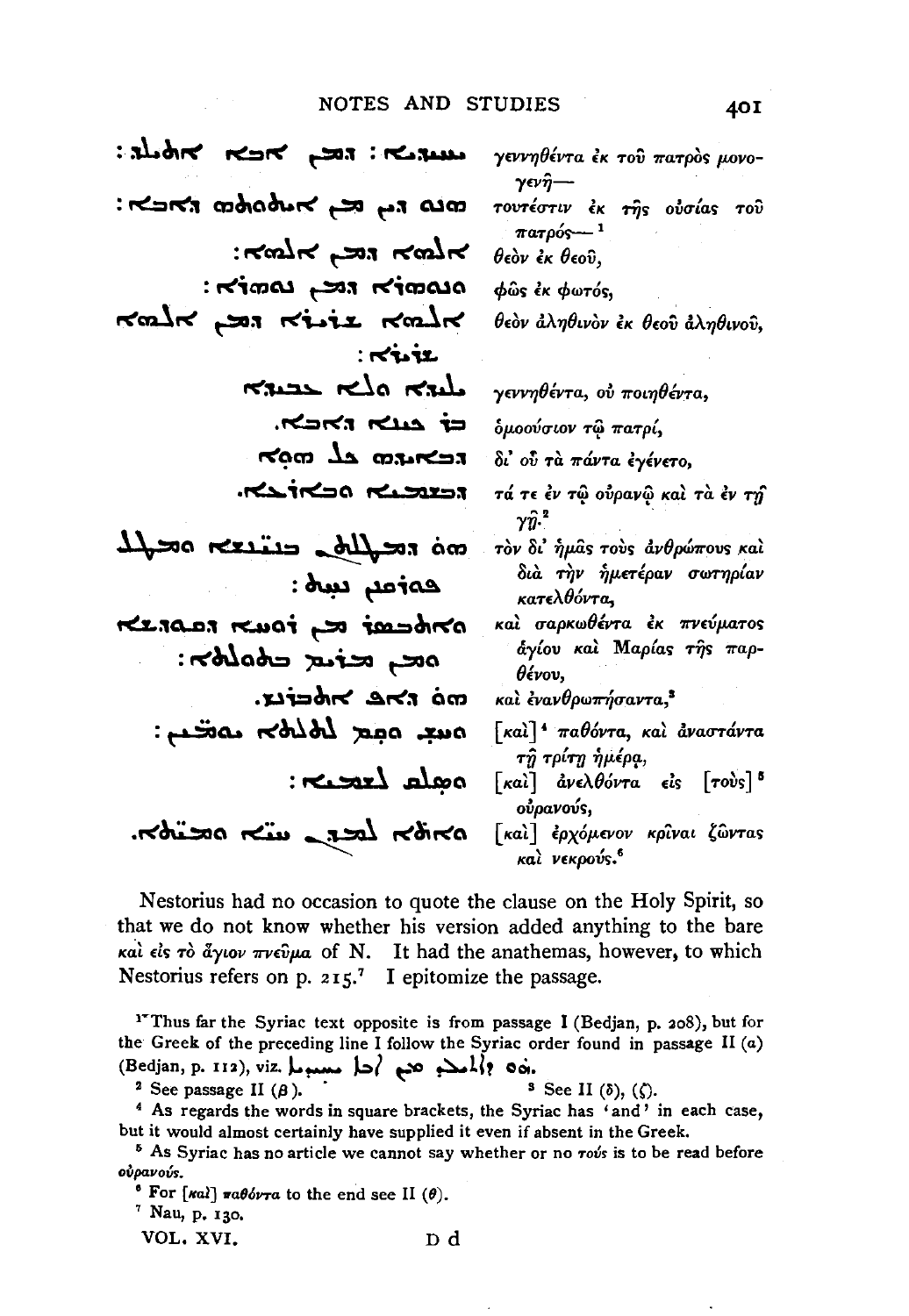| | |
|---|---|
| ܝܚܝܕܝܐ: ܕܡܢ ܐܒܐ ܐܬܝܠܕ: | γεννηθέντα ἐκ τοῦ πατρὸς μονογενῆ— |
| ܗܢܘ ܕܝܢ ܡܢ ܐܘܣܝܐ ܕܐܒܐ: | τουτέστιν ἐκ τῆς οὐσίας τοῦ πατρός—[1] |
| ܐܠܗܐ ܕܡܢ ܐܠܗܐ: | θεὸν ἐκ θεοῦ, |
| ܢܘܗܪܐ ܕܡܢ ܢܘܗܪܐ: | φῶς ἐκ φωτός, |
| ܐܠܗܐ ܫܪܝܪܐ ܕܡܢ ܐܠܗܐ ܫܪܝܪܐ: | θεὸν ἀληθινὸν ἐκ θεοῦ ἀληθινοῦ, |
| ܝܠܝܕܐ ܘܠܐ ܥܒܝܕܐ | γεννηθέντα, οὐ ποιηθέντα, |
| ܒܪ ܟܝܢܐ ܕܐܒܐ. | ὁμοούσιον τῷ πατρί, |
| ܕܒܐܝܕܗ ܟܠ ܡܕܡ ܗܘܐ | δι' οὗ τὰ πάντα ἐγένετο, |
| ܕܒܫܡܝܐ ܘܕܒܐܪܥܐ. | τά τε ἐν τῷ οὐρανῷ καὶ τὰ ἐν τῇ γῇ·[2] |
| ܗܘ ܕܡܛܠܬܢ ܒܢܝܢܫܐ ܘܡܛܠ ܦܘܪܩܢܢ ܢܚܬ: | τὸν δι' ἡμᾶς τοὺς ἀνθρώπους καὶ διὰ τὴν ἡμετέραν σωτηρίαν κατελθόντα, |
| ܘܐܬܓܫܡ ܡܢ ܪܘܚܐ ܕܩܘܕܫܐ ܘܡܢ ܡܪܝܡ ܒܬܘܠܬܐ: | καὶ σαρκωθέντα ἐκ πνεύματος ἁγίου καὶ Μαρίας τῆς παρθένου, |
| ܗܘ ܕܐܬܒܪܢܫ. | καὶ ἐνανθρωπήσαντα,[3] |
| ܚܫ ܘܩܡ ܠܬܠܬܐ ܝܘܡܝܢ: | [καὶ][4] παθόντα, καὶ ἀναστάντα τῇ τρίτῃ ἡμέρᾳ, |
| ܘܣܠܩ ܠܫܡܝܐ: | [καὶ] ἀνελθόντα εἰς [τοὺς][5] οὐρανούς, |
| ܘܐܬܐ ܠܡܕܢ ܚܝܐ ܘܡܝܬܐ. | [καὶ] ἐρχόμενον κρῖναι ζῶντας καὶ νεκρούς.[6] |

Nestorius had no occasion to quote the clause on the Holy Spirit, so that we do not know whether his version added anything to the bare καὶ εἰς τὸ ἅγιον πνεῦμα of N. It had the anathemas, however, to which Nestorius refers on p. 215.[7] I epitomize the passage.

---

[1] Thus far the Syriac text opposite is from passage I (Bedjan, p. 208), but for the Greek of the preceding line I follow the Syriac order found in passage II (*a*) (Bedjan, p. 112), viz. ܗܘ ܕܐܬܝܠܕ ܡܢ ܐܒܐ ܝܚܝܕܝܐ.

[2] See passage II (β).

[3] See II (δ), (ζ).

[4] As regards the words in square brackets, the Syriac has 'and' in each case, but it would almost certainly have supplied it even if absent in the Greek.

[5] As Syriac has no article we cannot say whether or no τούς is to be read before οὐρανούς.

[6] For [καὶ] παθόντα to the end see II (θ).

[7] Nau, p. 130.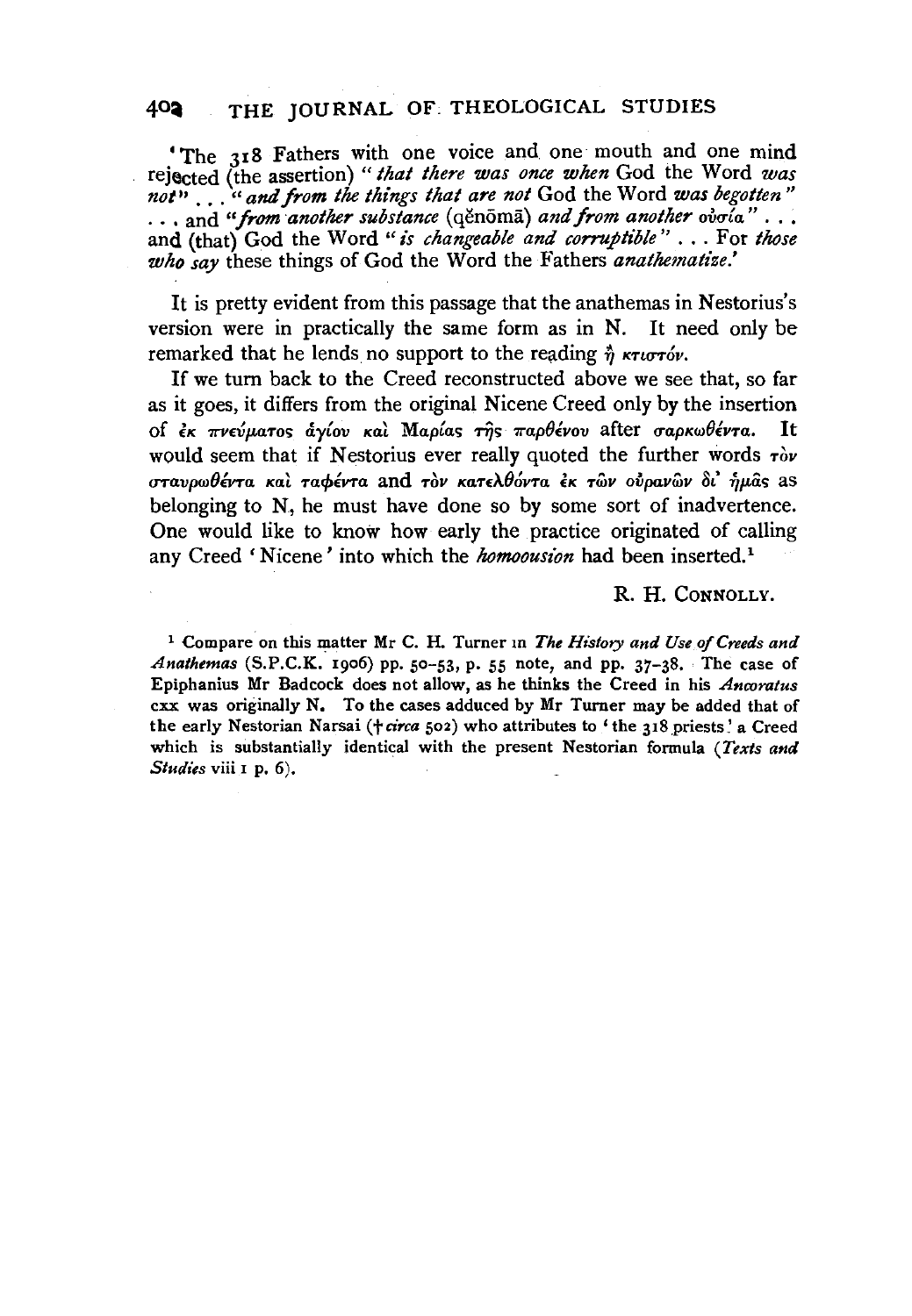'The 318 Fathers with one voice and one mouth and one mind rejected (the assertion) "*that there was once when* God the Word *was not*" . . . "*and from the things that are not* God the Word *was begotten*" . . . and "*from another substance* (qĕnōmā) *and from another* οὐσία" . . . and (that) God the Word "*is changeable and corruptible*" . . . For *those who say* these things of God the Word the Fathers *anathematize*.'

It is pretty evident from this passage that the anathemas in Nestorius's version were in practically the same form as in N. It need only be remarked that he lends no support to the reading ἢ κτιστόν.

If we turn back to the Creed reconstructed above we see that, so far as it goes, it differs from the original Nicene Creed only by the insertion of ἐκ πνεύματος ἁγίου καὶ Μαρίας τῆς παρθένου after σαρκωθέντα. It would seem that if Nestorius ever really quoted the further words τὸν σταυρωθέντα καὶ ταφέντα and τὸν κατελθόντα ἐκ τῶν οὐρανῶν δι' ἡμᾶς as belonging to N, he must have done so by some sort of inadvertence. One would like to know how early the practice originated of calling any Creed 'Nicene' into which the *homoousion* had been inserted.[1]

R. H. Connolly.

[1] Compare on this matter Mr C. H. Turner in *The History and Use of Creeds and Anathemas* (S.P.C.K. 1906) pp. 50–53, p. 55 note, and pp. 37–38. The case of Epiphanius Mr Badcock does not allow, as he thinks the Creed in his *Ancoratus* cxx was originally N. To the cases adduced by Mr Turner may be added that of the early Nestorian Narsai († *circa* 502) who attributes to 'the 318 priests' a Creed which is substantially identical with the present Nestorian formula (*Texts and Studies* viii 1 p. 6).